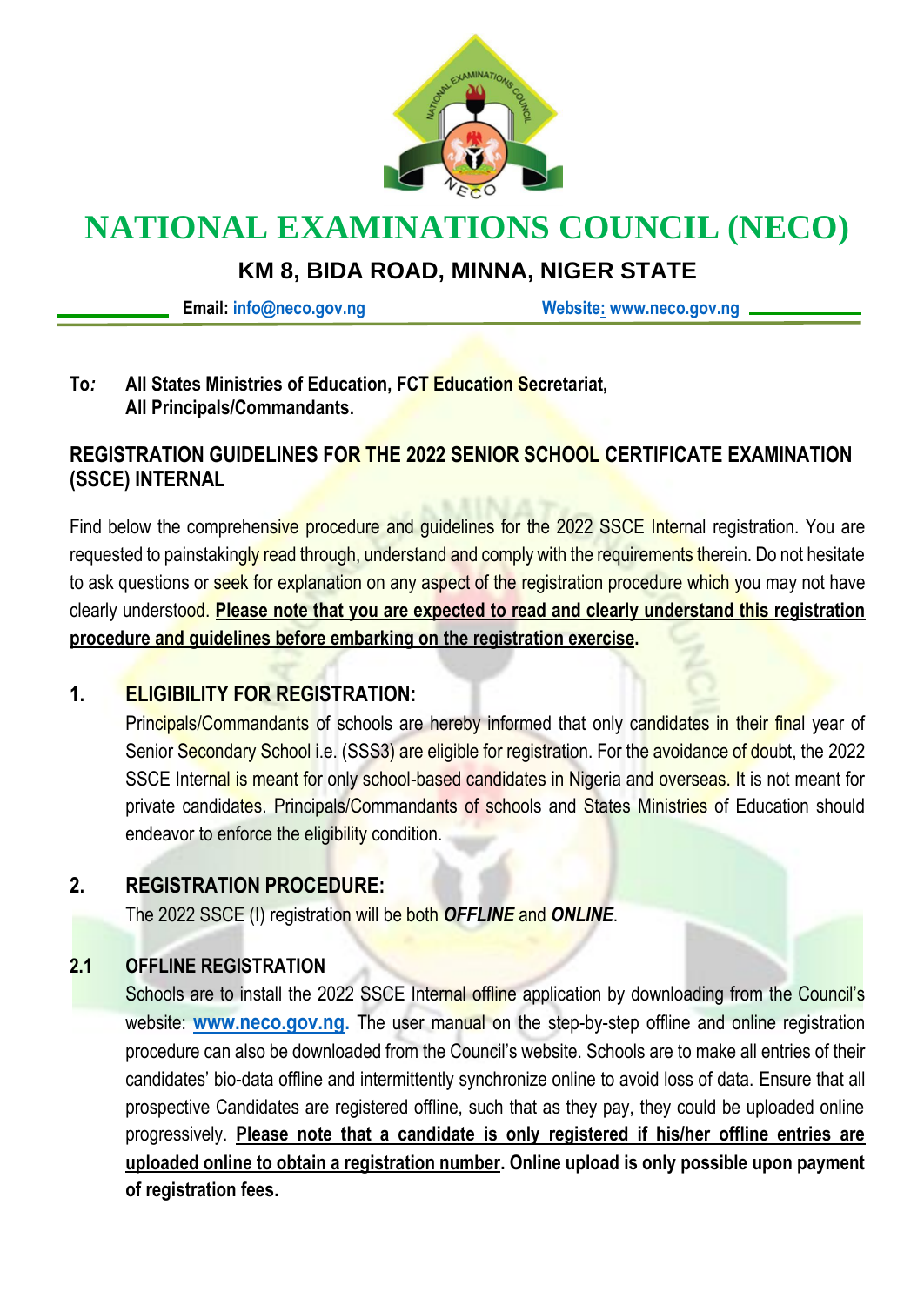# NATIONAL EXAMINATIONS COUNCIL (NECO)

## KM 8, BIDA ROAD, MINNA, NIGER STATE

**Email:** info@neco.gov.ng **Website:** www.neco.gov.ng

**To:** **All States Ministries of Education, FCT Education Secretariat,**
**All Principals/Commandants.**

**REGISTRATION GUIDELINES FOR THE 2022 SENIOR SCHOOL CERTIFICATE EXAMINATION (SSCE) INTERNAL**

Find below the comprehensive procedure and guidelines for the 2022 SSCE Internal registration. You are requested to painstakingly read through, understand and comply with the requirements therein. Do not hesitate to ask questions or seek for explanation on any aspect of the registration procedure which you may not have clearly understood. **Please note that you are expected to read and clearly understand this registration procedure and guidelines before embarking on the registration exercise.**

## 1. ELIGIBILITY FOR REGISTRATION:

Principals/Commandants of schools are hereby informed that only candidates in their final year of Senior Secondary School i.e. (SSS3) are eligible for registration. For the avoidance of doubt, the 2022 SSCE Internal is meant for only school-based candidates in Nigeria and overseas. It is not meant for private candidates. Principals/Commandants of schools and States Ministries of Education should endeavor to enforce the eligibility condition.

## 2. REGISTRATION PROCEDURE:

The 2022 SSCE (I) registration will be both ***OFFLINE*** and ***ONLINE***.

### 2.1 OFFLINE REGISTRATION

Schools are to install the 2022 SSCE Internal offline application by downloading from the Council's website: **www.neco.gov.ng.** The user manual on the step-by-step offline and online registration procedure can also be downloaded from the Council's website. Schools are to make all entries of their candidates' bio-data offline and intermittently synchronize online to avoid loss of data. Ensure that all prospective Candidates are registered offline, such that as they pay, they could be uploaded online progressively. **Please note that a candidate is only registered if his/her offline entries are uploaded online to obtain a registration number. Online upload is only possible upon payment of registration fees.**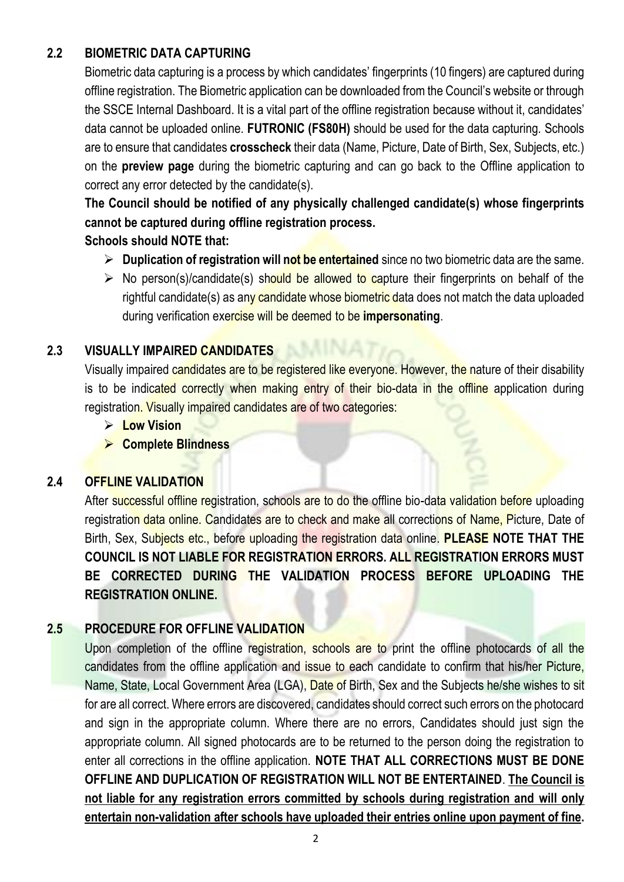## 2.2 BIOMETRIC DATA CAPTURING

Biometric data capturing is a process by which candidates' fingerprints (10 fingers) are captured during offline registration. The Biometric application can be downloaded from the Council's website or through the SSCE Internal Dashboard. It is a vital part of the offline registration because without it, candidates' data cannot be uploaded online. **FUTRONIC (FS80H)** should be used for the data capturing. Schools are to ensure that candidates **crosscheck** their data (Name, Picture, Date of Birth, Sex, Subjects, etc.) on the **preview page** during the biometric capturing and can go back to the Offline application to correct any error detected by the candidate(s).

**The Council should be notified of any physically challenged candidate(s) whose fingerprints cannot be captured during offline registration process.**

**Schools should NOTE that:**

- **Duplication of registration will not be entertained** since no two biometric data are the same.
- No person(s)/candidate(s) should be allowed to capture their fingerprints on behalf of the rightful candidate(s) as any candidate whose biometric data does not match the data uploaded during verification exercise will be deemed to be **impersonating**.

## 2.3 VISUALLY IMPAIRED CANDIDATES

Visually impaired candidates are to be registered like everyone. However, the nature of their disability is to be indicated correctly when making entry of their bio-data in the offline application during registration. Visually impaired candidates are of two categories:

- **Low Vision**
- **Complete Blindness**

## 2.4 OFFLINE VALIDATION

After successful offline registration, schools are to do the offline bio-data validation before uploading registration data online. Candidates are to check and make all corrections of Name, Picture, Date of Birth, Sex, Subjects etc., before uploading the registration data online. **PLEASE NOTE THAT THE COUNCIL IS NOT LIABLE FOR REGISTRATION ERRORS. ALL REGISTRATION ERRORS MUST BE CORRECTED DURING THE VALIDATION PROCESS BEFORE UPLOADING THE REGISTRATION ONLINE.**

## 2.5 PROCEDURE FOR OFFLINE VALIDATION

Upon completion of the offline registration, schools are to print the offline photocards of all the candidates from the offline application and issue to each candidate to confirm that his/her Picture, Name, State, Local Government Area (LGA), Date of Birth, Sex and the Subjects he/she wishes to sit for are all correct. Where errors are discovered, candidates should correct such errors on the photocard and sign in the appropriate column. Where there are no errors, Candidates should just sign the appropriate column. All signed photocards are to be returned to the person doing the registration to enter all corrections in the offline application. **NOTE THAT ALL CORRECTIONS MUST BE DONE OFFLINE AND DUPLICATION OF REGISTRATION WILL NOT BE ENTERTAINED**. **<u>The Council is not liable for any registration errors committed by schools during registration and will only entertain non-validation after schools have uploaded their entries online upon payment of fine</u>.**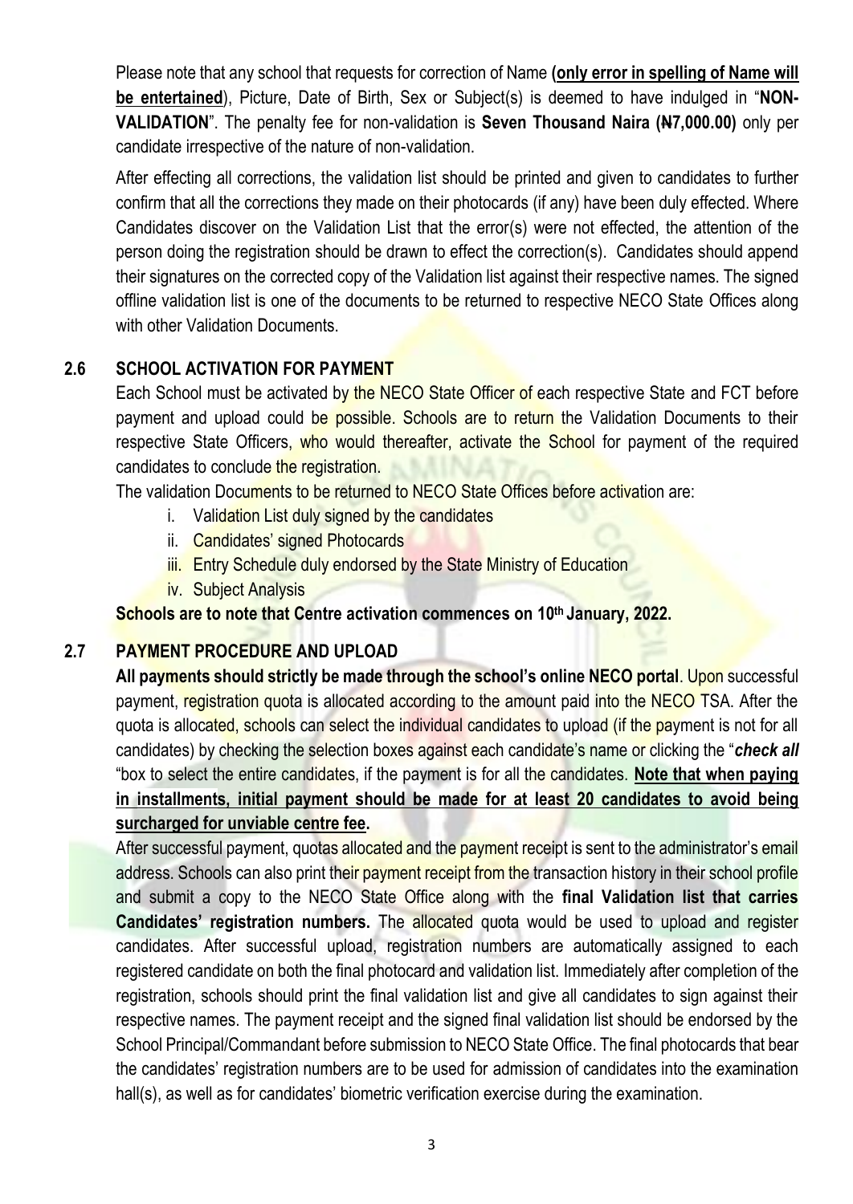Please note that any school that requests for correction of Name **(<u>only error in spelling of Name will be entertained</u>)**, Picture, Date of Birth, Sex or Subject(s) is deemed to have indulged in "**NON-VALIDATION**". The penalty fee for non-validation is **Seven Thousand Naira (₦7,000.00)** only per candidate irrespective of the nature of non-validation.

After effecting all corrections, the validation list should be printed and given to candidates to further confirm that all the corrections they made on their photocards (if any) have been duly effected. Where Candidates discover on the Validation List that the error(s) were not effected, the attention of the person doing the registration should be drawn to effect the correction(s). Candidates should append their signatures on the corrected copy of the Validation list against their respective names. The signed offline validation list is one of the documents to be returned to respective NECO State Offices along with other Validation Documents.

### 2.6 SCHOOL ACTIVATION FOR PAYMENT

Each School must be activated by the NECO State Officer of each respective State and FCT before payment and upload could be possible. Schools are to return the Validation Documents to their respective State Officers, who would thereafter, activate the School for payment of the required candidates to conclude the registration.

The validation Documents to be returned to NECO State Offices before activation are:

i. Validation List duly signed by the candidates
ii. Candidates' signed Photocards
iii. Entry Schedule duly endorsed by the State Ministry of Education
iv. Subject Analysis

**Schools are to note that Centre activation commences on 10th January, 2022.**

### 2.7 PAYMENT PROCEDURE AND UPLOAD

**All payments should strictly be made through the school's online NECO portal**. Upon successful payment, registration quota is allocated according to the amount paid into the NECO TSA. After the quota is allocated, schools can select the individual candidates to upload (if the payment is not for all candidates) by checking the selection boxes against each candidate's name or clicking the "***check all***" box to select the entire candidates, if the payment is for all the candidates. **<u>Note that when paying in installments, initial payment should be made for at least 20 candidates to avoid being surcharged for unviable centre fee</u>.**

After successful payment, quotas allocated and the payment receipt is sent to the administrator's email address. Schools can also print their payment receipt from the transaction history in their school profile and submit a copy to the NECO State Office along with the **final Validation list that carries Candidates' registration numbers.** The allocated quota would be used to upload and register candidates. After successful upload, registration numbers are automatically assigned to each registered candidate on both the final photocard and validation list. Immediately after completion of the registration, schools should print the final validation list and give all candidates to sign against their respective names. The payment receipt and the signed final validation list should be endorsed by the School Principal/Commandant before submission to NECO State Office. The final photocards that bear the candidates' registration numbers are to be used for admission of candidates into the examination hall(s), as well as for candidates' biometric verification exercise during the examination.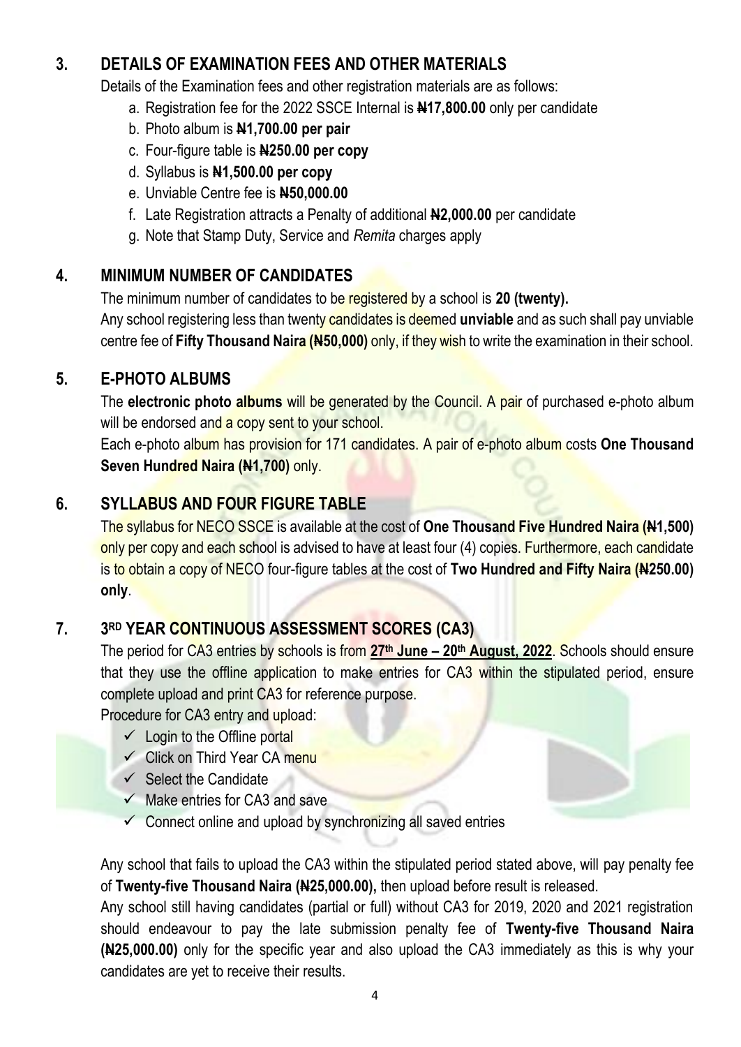## 3. DETAILS OF EXAMINATION FEES AND OTHER MATERIALS

Details of the Examination fees and other registration materials are as follows:

a. Registration fee for the 2022 SSCE Internal is **₦17,800.00** only per candidate
b. Photo album is **₦1,700.00 per pair**
c. Four-figure table is **₦250.00 per copy**
d. Syllabus is **₦1,500.00 per copy**
e. Unviable Centre fee is **₦50,000.00**
f. Late Registration attracts a Penalty of additional **₦2,000.00** per candidate
g. Note that Stamp Duty, Service and *Remita* charges apply

## 4. MINIMUM NUMBER OF CANDIDATES

The minimum number of candidates to be registered by a school is **20 (twenty).**

Any school registering less than twenty candidates is deemed **unviable** and as such shall pay unviable centre fee of **Fifty Thousand Naira (₦50,000)** only, if they wish to write the examination in their school.

## 5. E-PHOTO ALBUMS

The **electronic photo albums** will be generated by the Council. A pair of purchased e-photo album will be endorsed and a copy sent to your school.

Each e-photo album has provision for 171 candidates. A pair of e-photo album costs **One Thousand Seven Hundred Naira (₦1,700)** only.

## 6. SYLLABUS AND FOUR FIGURE TABLE

The syllabus for NECO SSCE is available at the cost of **One Thousand Five Hundred Naira (₦1,500)** only per copy and each school is advised to have at least four (4) copies. Furthermore, each candidate is to obtain a copy of NECO four-figure tables at the cost of **Two Hundred and Fifty Naira (₦250.00) only**.

## 7. 3RD YEAR CONTINUOUS ASSESSMENT SCORES (CA3)

The period for CA3 entries by schools is from **27th June – 20th August, 2022**. Schools should ensure that they use the offline application to make entries for CA3 within the stipulated period, ensure complete upload and print CA3 for reference purpose.

Procedure for CA3 entry and upload:

- ✓ Login to the Offline portal
- ✓ Click on Third Year CA menu
- ✓ Select the Candidate
- ✓ Make entries for CA3 and save
- ✓ Connect online and upload by synchronizing all saved entries

Any school that fails to upload the CA3 within the stipulated period stated above, will pay penalty fee of **Twenty-five Thousand Naira (₦25,000.00),** then upload before result is released.

Any school still having candidates (partial or full) without CA3 for 2019, 2020 and 2021 registration should endeavour to pay the late submission penalty fee of **Twenty-five Thousand Naira (₦25,000.00)** only for the specific year and also upload the CA3 immediately as this is why your candidates are yet to receive their results.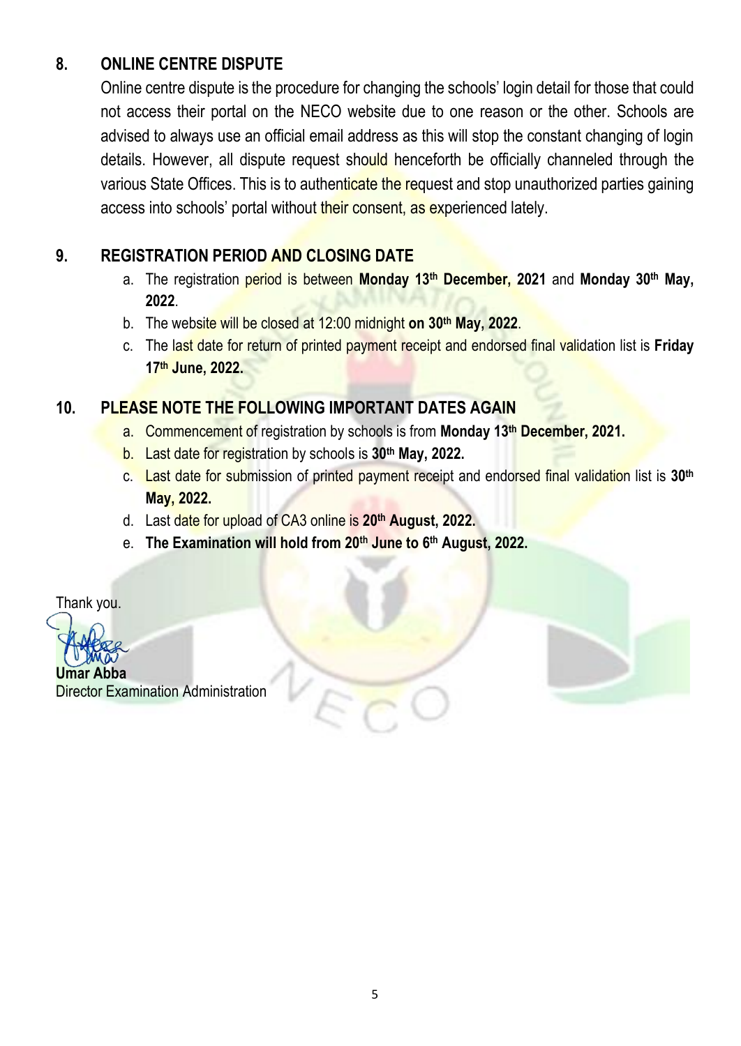## 8. ONLINE CENTRE DISPUTE

Online centre dispute is the procedure for changing the schools' login detail for those that could not access their portal on the NECO website due to one reason or the other. Schools are advised to always use an official email address as this will stop the constant changing of login details. However, all dispute request should henceforth be officially channeled through the various State Offices. This is to authenticate the request and stop unauthorized parties gaining access into schools' portal without their consent, as experienced lately.

## 9. REGISTRATION PERIOD AND CLOSING DATE

a. The registration period is between **Monday 13th December, 2021** and **Monday 30th May, 2022**.
b. The website will be closed at 12:00 midnight **on 30th May, 2022**.
c. The last date for return of printed payment receipt and endorsed final validation list is **Friday 17th June, 2022.**

## 10. PLEASE NOTE THE FOLLOWING IMPORTANT DATES AGAIN

a. Commencement of registration by schools is from **Monday 13th December, 2021.**
b. Last date for registration by schools is **30th May, 2022.**
c. Last date for submission of printed payment receipt and endorsed final validation list is **30th May, 2022.**
d. Last date for upload of CA3 online is **20th August, 2022.**
e. **The Examination will hold from 20th June to 6th August, 2022.**

Thank you.

**Umar Abba**
Director Examination Administration